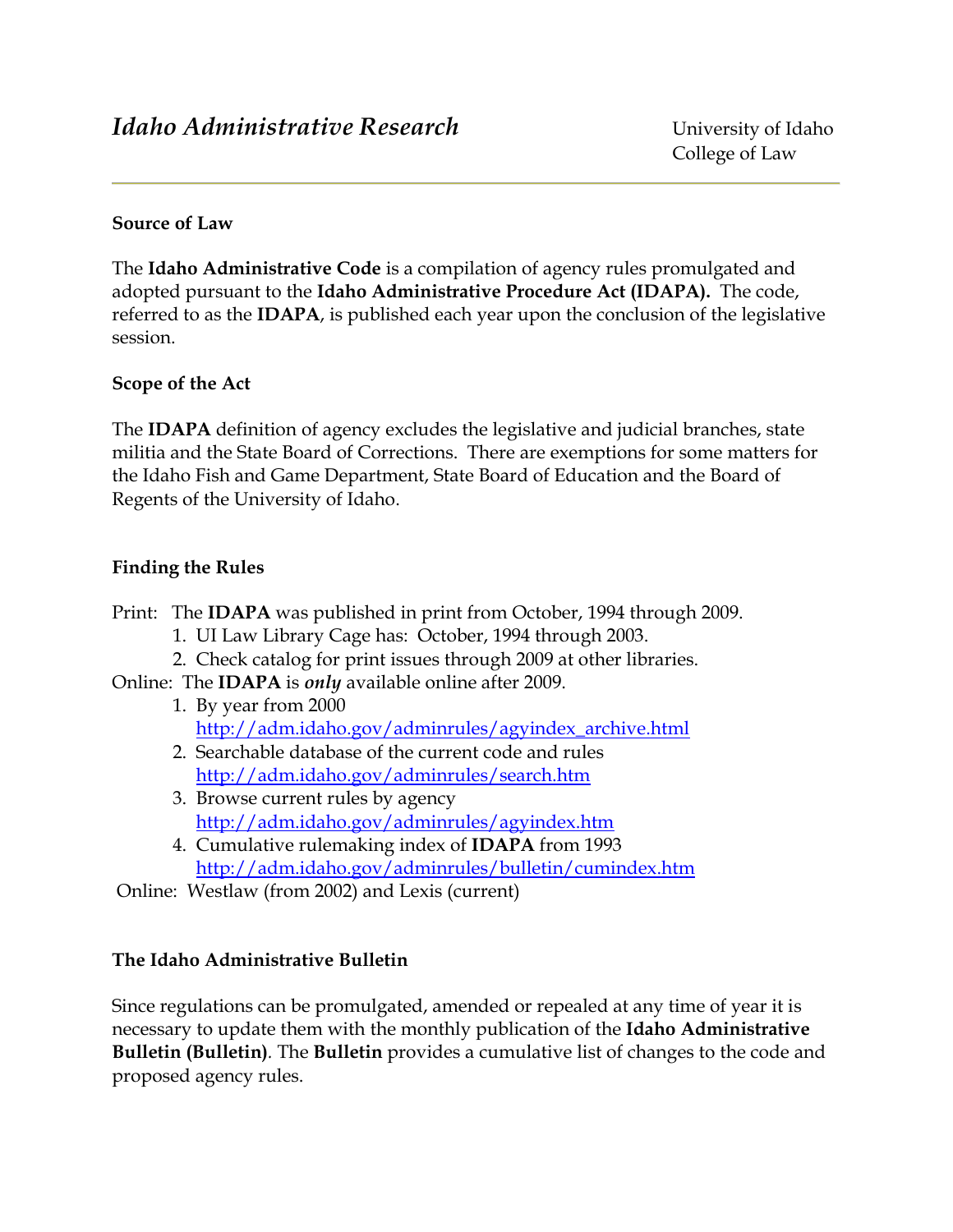# *Idaho Administrative Research*

University of Idaho
College of Law

### Source of Law

The **Idaho Administrative Code** is a compilation of agency rules promulgated and adopted pursuant to the **Idaho Administrative Procedure Act (IDAPA).** The code, referred to as the **IDAPA**, is published each year upon the conclusion of the legislative session.

### Scope of the Act

The **IDAPA** definition of agency excludes the legislative and judicial branches, state militia and the State Board of Corrections. There are exemptions for some matters for the Idaho Fish and Game Department, State Board of Education and the Board of Regents of the University of Idaho.

### Finding the Rules

Print: The **IDAPA** was published in print from October, 1994 through 2009.

1. UI Law Library Cage has: October, 1994 through 2003.
2. Check catalog for print issues through 2009 at other libraries.

Online: The **IDAPA** is ***only*** available online after 2009.

1. By year from 2000
   http://adm.idaho.gov/adminrules/agyindex_archive.html
2. Searchable database of the current code and rules
   http://adm.idaho.gov/adminrules/search.htm
3. Browse current rules by agency
   http://adm.idaho.gov/adminrules/agyindex.htm
4. Cumulative rulemaking index of **IDAPA** from 1993
   http://adm.idaho.gov/adminrules/bulletin/cumindex.htm

Online: Westlaw (from 2002) and Lexis (current)

### The Idaho Administrative Bulletin

Since regulations can be promulgated, amended or repealed at any time of year it is necessary to update them with the monthly publication of the **Idaho Administrative Bulletin (Bulletin)**. The **Bulletin** provides a cumulative list of changes to the code and proposed agency rules.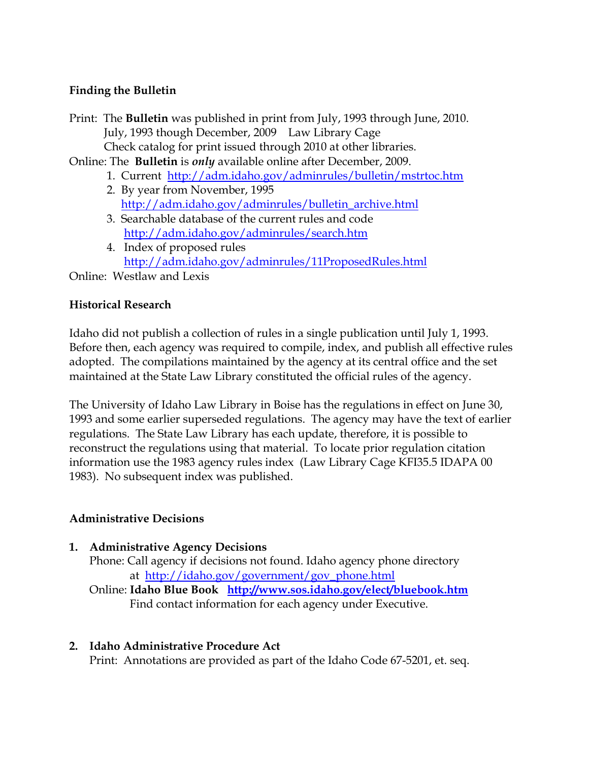**Finding the Bulletin**

Print: The **Bulletin** was published in print from July, 1993 through June, 2010.
July, 1993 though December, 2009 Law Library Cage
Check catalog for print issued through 2010 at other libraries.

Online: The **Bulletin** is ***only*** available online after December, 2009.

1. Current http://adm.idaho.gov/adminrules/bulletin/mstrtoc.htm
2. By year from November, 1995
   http://adm.idaho.gov/adminrules/bulletin_archive.html
3. Searchable database of the current rules and code
   http://adm.idaho.gov/adminrules/search.htm
4. Index of proposed rules
   http://adm.idaho.gov/adminrules/11ProposedRules.html

Online: Westlaw and Lexis

**Historical Research**

Idaho did not publish a collection of rules in a single publication until July 1, 1993. Before then, each agency was required to compile, index, and publish all effective rules adopted. The compilations maintained by the agency at its central office and the set maintained at the State Law Library constituted the official rules of the agency.

The University of Idaho Law Library in Boise has the regulations in effect on June 30, 1993 and some earlier superseded regulations. The agency may have the text of earlier regulations. The State Law Library has each update, therefore, it is possible to reconstruct the regulations using that material. To locate prior regulation citation information use the 1983 agency rules index (Law Library Cage KFI35.5 IDAPA 00 1983). No subsequent index was published.

**Administrative Decisions**

1. **Administrative Agency Decisions**
   Phone: Call agency if decisions not found. Idaho agency phone directory at http://idaho.gov/government/gov_phone.html
   Online: **Idaho Blue Book** **http://www.sos.idaho.gov/elect/bluebook.htm**
   Find contact information for each agency under Executive.

2. **Idaho Administrative Procedure Act**
   Print: Annotations are provided as part of the Idaho Code 67-5201, et. seq.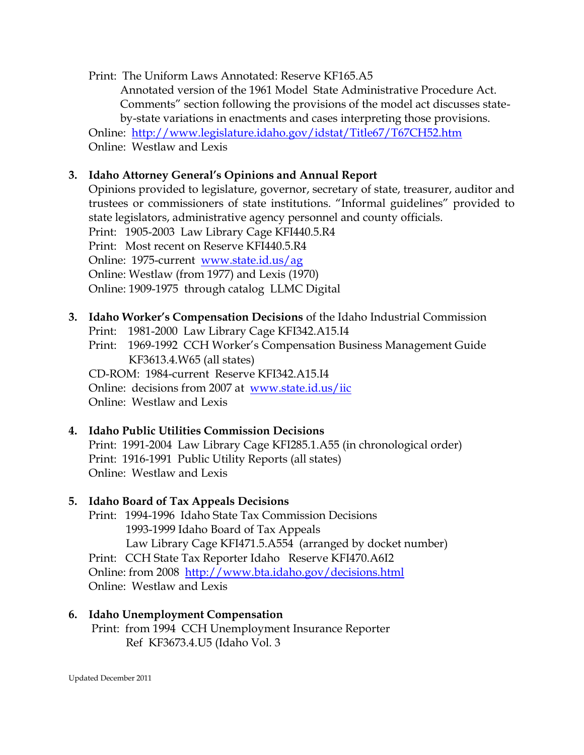Print: The Uniform Laws Annotated: Reserve KF165.A5

Annotated version of the 1961 Model State Administrative Procedure Act. Comments" section following the provisions of the model act discusses state-by-state variations in enactments and cases interpreting those provisions.

Online: http://www.legislature.idaho.gov/idstat/Title67/T67CH52.htm

Online: Westlaw and Lexis

3. **Idaho Attorney General's Opinions and Annual Report**

   Opinions provided to legislature, governor, secretary of state, treasurer, auditor and trustees or commissioners of state institutions. "Informal guidelines" provided to state legislators, administrative agency personnel and county officials.

   Print: 1905-2003 Law Library Cage KFI440.5.R4

   Print: Most recent on Reserve KFI440.5.R4

   Online: 1975-current www.state.id.us/ag

   Online: Westlaw (from 1977) and Lexis (1970)

   Online: 1909-1975 through catalog LLMC Digital

3. **Idaho Worker's Compensation Decisions** of the Idaho Industrial Commission

   Print: 1981-2000 Law Library Cage KFI342.A15.I4

   Print: 1969-1992 CCH Worker's Compensation Business Management Guide KF3613.4.W65 (all states)

   CD-ROM: 1984-current Reserve KFI342.A15.I4

   Online: decisions from 2007 at www.state.id.us/iic

   Online: Westlaw and Lexis

4. **Idaho Public Utilities Commission Decisions**

   Print: 1991-2004 Law Library Cage KFI285.1.A55 (in chronological order)

   Print: 1916-1991 Public Utility Reports (all states)

   Online: Westlaw and Lexis

5. **Idaho Board of Tax Appeals Decisions**

   Print: 1994-1996 Idaho State Tax Commission Decisions
   1993-1999 Idaho Board of Tax Appeals
   Law Library Cage KFI471.5.A554 (arranged by docket number)

   Print: CCH State Tax Reporter Idaho Reserve KFI470.A6I2

   Online: from 2008 http://www.bta.idaho.gov/decisions.html

   Online: Westlaw and Lexis

6. **Idaho Unemployment Compensation**

   Print: from 1994 CCH Unemployment Insurance Reporter
   Ref KF3673.4.U5 (Idaho Vol. 3

Updated December 2011